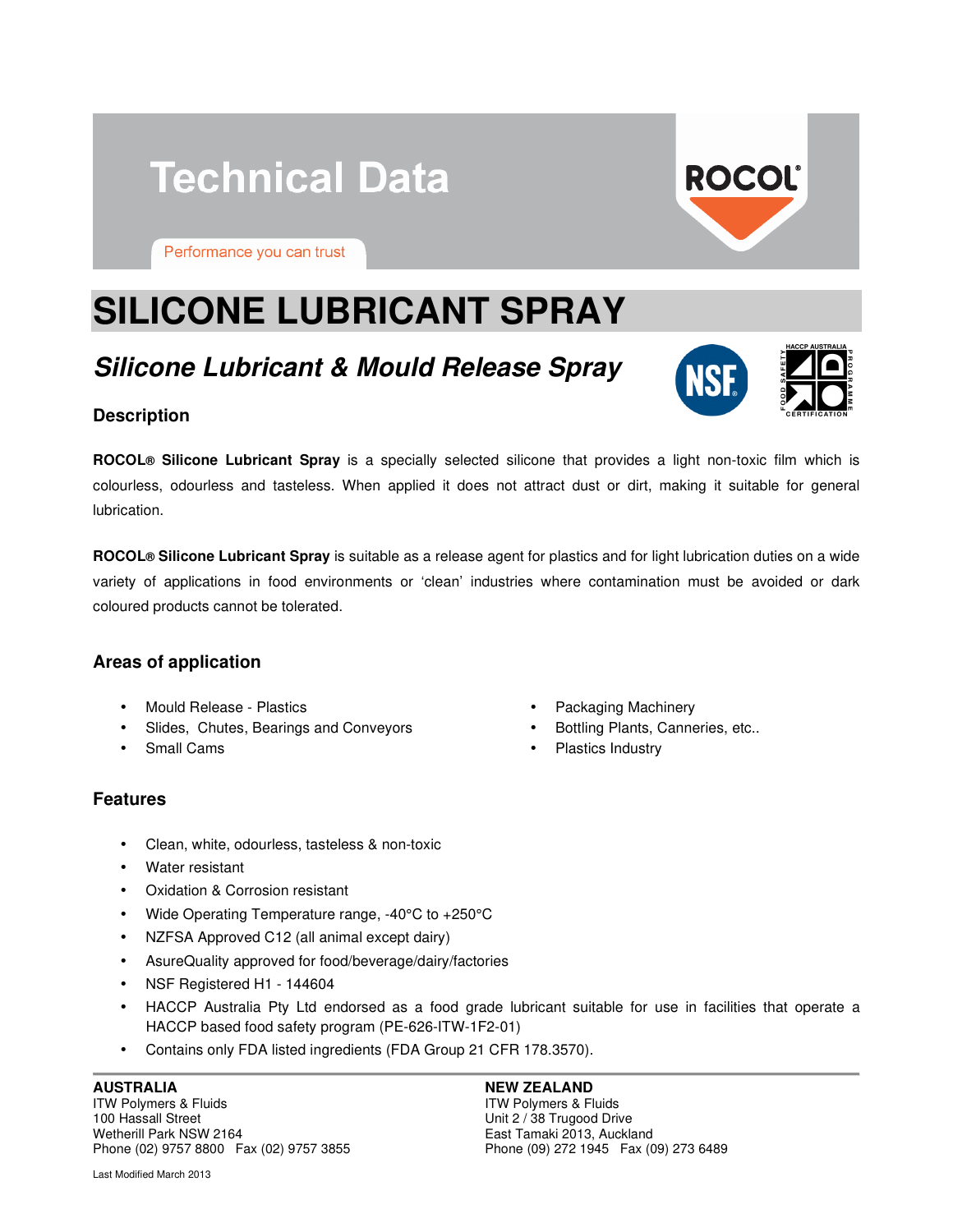# Technical Data

Performance you can trust

ROCOL®

# SILICONE LUBRICANT SPRAY

## *Silicone Lubricant & Mould Release Spray*

### Description

**ROCOL® Silicone Lubricant Spray** is a specially selected silicone that provides a light non-toxic film which is colourless, odourless and tasteless. When applied it does not attract dust or dirt, making it suitable for general lubrication.

**ROCOL® Silicone Lubricant Spray** is suitable as a release agent for plastics and for light lubrication duties on a wide variety of applications in food environments or 'clean' industries where contamination must be avoided or dark coloured products cannot be tolerated.

### Areas of application

- Mould Release - Plastics
- Slides, Chutes, Bearings and Conveyors
- Small Cams
- Packaging Machinery
- Bottling Plants, Canneries, etc..
- Plastics Industry

### Features

- Clean, white, odourless, tasteless & non-toxic
- Water resistant
- Oxidation & Corrosion resistant
- Wide Operating Temperature range, -40°C to +250°C
- NZFSA Approved C12 (all animal except dairy)
- AsureQuality approved for food/beverage/dairy/factories
- NSF Registered H1 - 144604
- HACCP Australia Pty Ltd endorsed as a food grade lubricant suitable for use in facilities that operate a HACCP based food safety program (PE-626-ITW-1F2-01)
- Contains only FDA listed ingredients (FDA Group 21 CFR 178.3570).

**AUSTRALIA**
ITW Polymers & Fluids
100 Hassall Street
Wetherill Park NSW 2164
Phone (02) 9757 8800 Fax (02) 9757 3855

**NEW ZEALAND**
ITW Polymers & Fluids
Unit 2 / 38 Trugood Drive
East Tamaki 2013, Auckland
Phone (09) 272 1945 Fax (09) 273 6489

Last Modified March 2013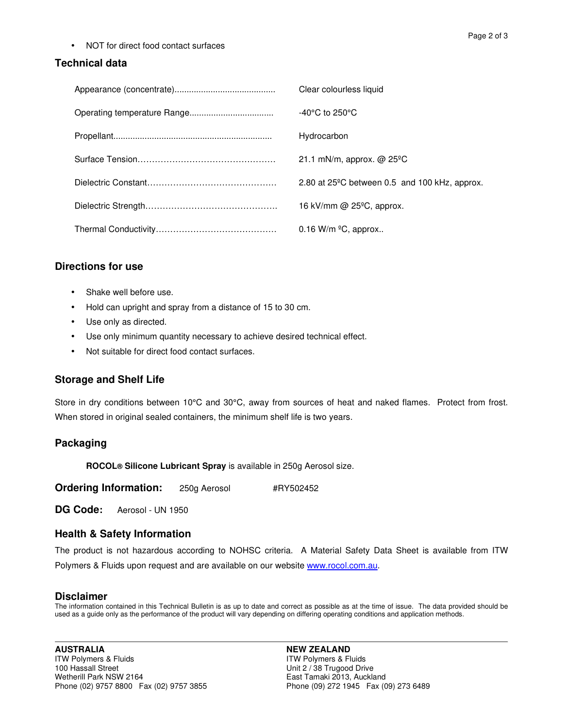- NOT for direct food contact surfaces

## Technical data

| | |
|---|---|
| Appearance (concentrate) | Clear colourless liquid |
| Operating temperature Range | -40°C to 250°C |
| Propellant | Hydrocarbon |
| Surface Tension | 21.1 mN/m, approx. @ 25ºC |
| Dielectric Constant | 2.80 at 25ºC between 0.5 and 100 kHz, approx. |
| Dielectric Strength | 16 kV/mm @ 25ºC, approx. |
| Thermal Conductivity | 0.16 W/m ºC, approx.. |

## Directions for use

- Shake well before use.
- Hold can upright and spray from a distance of 15 to 30 cm.
- Use only as directed.
- Use only minimum quantity necessary to achieve desired technical effect.
- Not suitable for direct food contact surfaces.

## Storage and Shelf Life

Store in dry conditions between 10°C and 30°C, away from sources of heat and naked flames. Protect from frost. When stored in original sealed containers, the minimum shelf life is two years.

## Packaging

**ROCOL® Silicone Lubricant Spray** is available in 250g Aerosol size.

**Ordering Information:** 250g Aerosol #RY502452

**DG Code:** Aerosol - UN 1950

## Health & Safety Information

The product is not hazardous according to NOHSC criteria. A Material Safety Data Sheet is available from ITW Polymers & Fluids upon request and are available on our website www.rocol.com.au.

## Disclaimer

The information contained in this Technical Bulletin is as up to date and correct as possible as at the time of issue. The data provided should be used as a guide only as the performance of the product will vary depending on differing operating conditions and application methods.

**AUSTRALIA**
ITW Polymers & Fluids
100 Hassall Street
Wetherill Park NSW 2164
Phone (02) 9757 8800 Fax (02) 9757 3855

**NEW ZEALAND**
ITW Polymers & Fluids
Unit 2 / 38 Trugood Drive
East Tamaki 2013, Auckland
Phone (09) 272 1945 Fax (09) 273 6489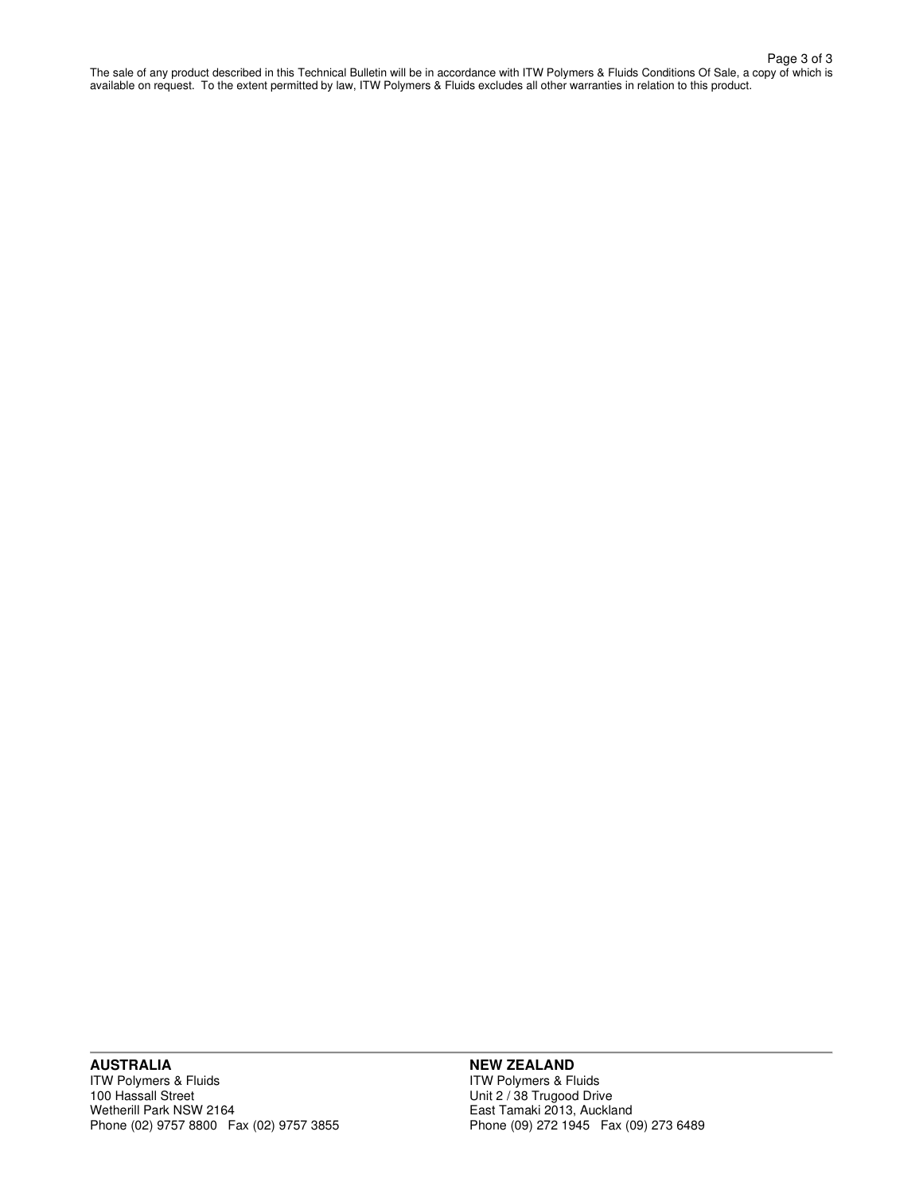The sale of any product described in this Technical Bulletin will be in accordance with ITW Polymers & Fluids Conditions Of Sale, a copy of which is available on request. To the extent permitted by law, ITW Polymers & Fluids excludes all other warranties in relation to this product.

**AUSTRALIA**
ITW Polymers & Fluids
100 Hassall Street
Wetherill Park NSW 2164
Phone (02) 9757 8800 Fax (02) 9757 3855

**NEW ZEALAND**
ITW Polymers & Fluids
Unit 2 / 38 Trugood Drive
East Tamaki 2013, Auckland
Phone (09) 272 1945 Fax (09) 273 6489